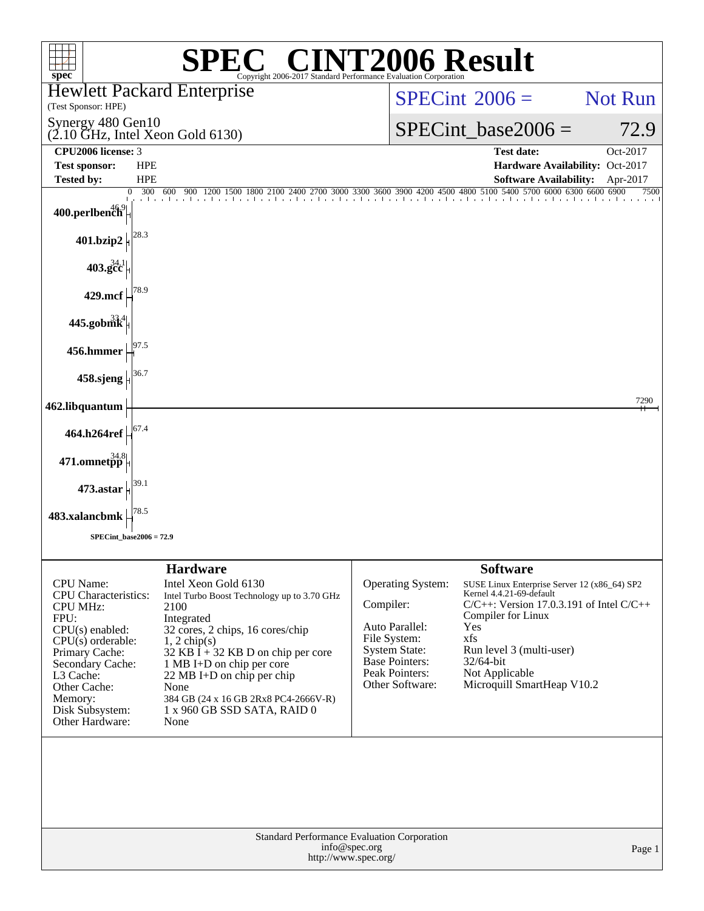# SPEC CINT2006 Result

Copyright 2006-2017 Standard Performance Evaluation Corporation

**Hewlett Packard Enterprise**
(Test Sponsor: HPE)

Synergy 480 Gen10
(2.10 GHz, Intel Xeon Gold 6130)

SPECint 2006 = Not Run

SPECint_base2006 = 72.9

| | | | |
|---|---|---|---|
| **CPU2006 license:** | 3 | **Test date:** | Oct-2017 |
| **Test sponsor:** | HPE | **Hardware Availability:** | Oct-2017 |
| **Tested by:** | HPE | **Software Availability:** | Apr-2017 |

| Benchmark | Base Ratio |
|---|---|
| 400.perlbench | 46.9 |
| 401.bzip2 | 28.3 |
| 403.gcc | 34.1 |
| 429.mcf | 78.9 |
| 445.gobmk | 33.4 |
| 456.hmmer | 97.5 |
| 458.sjeng | 36.7 |
| 462.libquantum | 7290 |
| 464.h264ref | 67.4 |
| 471.omnetpp | 34.8 |
| 473.astar | 39.1 |
| 483.xalancbmk | 78.5 |

SPECint_base2006 = 72.9

## Hardware

| | |
|---|---|
| CPU Name: | Intel Xeon Gold 6130 |
| CPU Characteristics: | Intel Turbo Boost Technology up to 3.70 GHz |
| CPU MHz: | 2100 |
| FPU: | Integrated |
| CPU(s) enabled: | 32 cores, 2 chips, 16 cores/chip |
| CPU(s) orderable: | 1, 2 chip(s) |
| Primary Cache: | 32 KB I + 32 KB D on chip per core |
| Secondary Cache: | 1 MB I+D on chip per core |
| L3 Cache: | 22 MB I+D on chip per chip |
| Other Cache: | None |
| Memory: | 384 GB (24 x 16 GB 2Rx8 PC4-2666V-R) |
| Disk Subsystem: | 1 x 960 GB SSD SATA, RAID 0 |
| Other Hardware: | None |

## Software

| | |
|---|---|
| Operating System: | SUSE Linux Enterprise Server 12 (x86_64) SP2 Kernel 4.4.21-69-default |
| Compiler: | C/C++: Version 17.0.3.191 of Intel C/C++ Compiler for Linux |
| Auto Parallel: | Yes |
| File System: | xfs |
| System State: | Run level 3 (multi-user) |
| Base Pointers: | 32/64-bit |
| Peak Pointers: | Not Applicable |
| Other Software: | Microquill SmartHeap V10.2 |

Standard Performance Evaluation Corporation
info@spec.org
http://www.spec.org/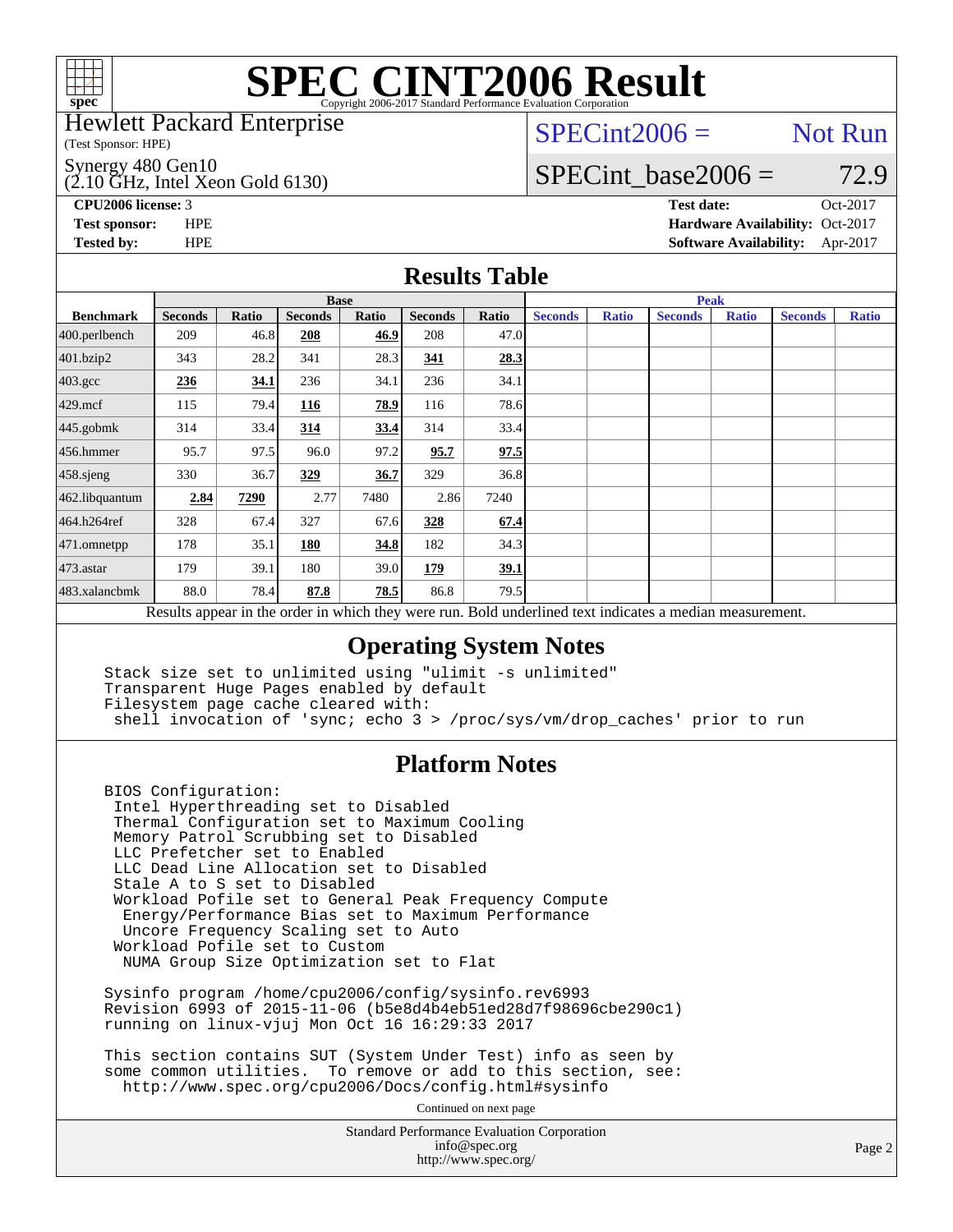# SPEC CINT2006 Result

Copyright 2006-2017 Standard Performance Evaluation Corporation

Hewlett Packard Enterprise
(Test Sponsor: HPE)

Synergy 480 Gen10
(2.10 GHz, Intel Xeon Gold 6130)

SPECint2006 = Not Run

SPECint_base2006 = 72.9

**CPU2006 license:** 3
**Test sponsor:** HPE
**Tested by:** HPE

**Test date:** Oct-2017
**Hardware Availability:** Oct-2017
**Software Availability:** Apr-2017

## Results Table

| Benchmark | Base | | | | | | Peak | | | | | |
|---|---|---|---|---|---|---|---|---|---|---|---|---|
| | Seconds | Ratio | Seconds | Ratio | Seconds | Ratio | Seconds | Ratio | Seconds | Ratio | Seconds | Ratio |
| 400.perlbench | 209 | 46.8 | **208** | **46.9** | 208 | 47.0 | | | | | | |
| 401.bzip2 | 343 | 28.2 | 341 | 28.3 | **341** | **28.3** | | | | | | |
| 403.gcc | **236** | **34.1** | 236 | 34.1 | 236 | 34.1 | | | | | | |
| 429.mcf | 115 | 79.4 | **116** | **78.9** | 116 | 78.6 | | | | | | |
| 445.gobmk | 314 | 33.4 | **314** | **33.4** | 314 | 33.4 | | | | | | |
| 456.hmmer | 95.7 | 97.5 | 96.0 | 97.2 | **95.7** | **97.5** | | | | | | |
| 458.sjeng | 330 | 36.7 | **329** | **36.7** | 329 | 36.8 | | | | | | |
| 462.libquantum | **2.84** | **7290** | 2.77 | 7480 | 2.86 | 7240 | | | | | | |
| 464.h264ref | 328 | 67.4 | 327 | 67.6 | **328** | **67.4** | | | | | | |
| 471.omnetpp | 178 | 35.1 | **180** | **34.8** | 182 | 34.3 | | | | | | |
| 473.astar | 179 | 39.1 | 180 | 39.0 | **179** | **39.1** | | | | | | |
| 483.xalancbmk | 88.0 | 78.4 | **87.8** | **78.5** | 86.8 | 79.5 | | | | | | |

Results appear in the order in which they were run. Bold underlined text indicates a median measurement.

## Operating System Notes

```
Stack size set to unlimited using "ulimit -s unlimited"
Transparent Huge Pages enabled by default
Filesystem page cache cleared with:
 shell invocation of 'sync; echo 3 > /proc/sys/vm/drop_caches' prior to run
```

## Platform Notes

```
BIOS Configuration:
 Intel Hyperthreading set to Disabled
 Thermal Configuration set to Maximum Cooling
 Memory Patrol Scrubbing set to Disabled
 LLC Prefetcher set to Enabled
 LLC Dead Line Allocation set to Disabled
 Stale A to S set to Disabled
 Workload Pofile set to General Peak Frequency Compute
  Energy/Performance Bias set to Maximum Performance
  Uncore Frequency Scaling set to Auto
 Workload Pofile set to Custom
  NUMA Group Size Optimization set to Flat

Sysinfo program /home/cpu2006/config/sysinfo.rev6993
Revision 6993 of 2015-11-06 (b5e8d4b4eb51ed28d7f98696cbe290c1)
running on linux-vjuj Mon Oct 16 16:29:33 2017

This section contains SUT (System Under Test) info as seen by
some common utilities.  To remove or add to this section, see:
  http://www.spec.org/cpu2006/Docs/config.html#sysinfo
```

Continued on next page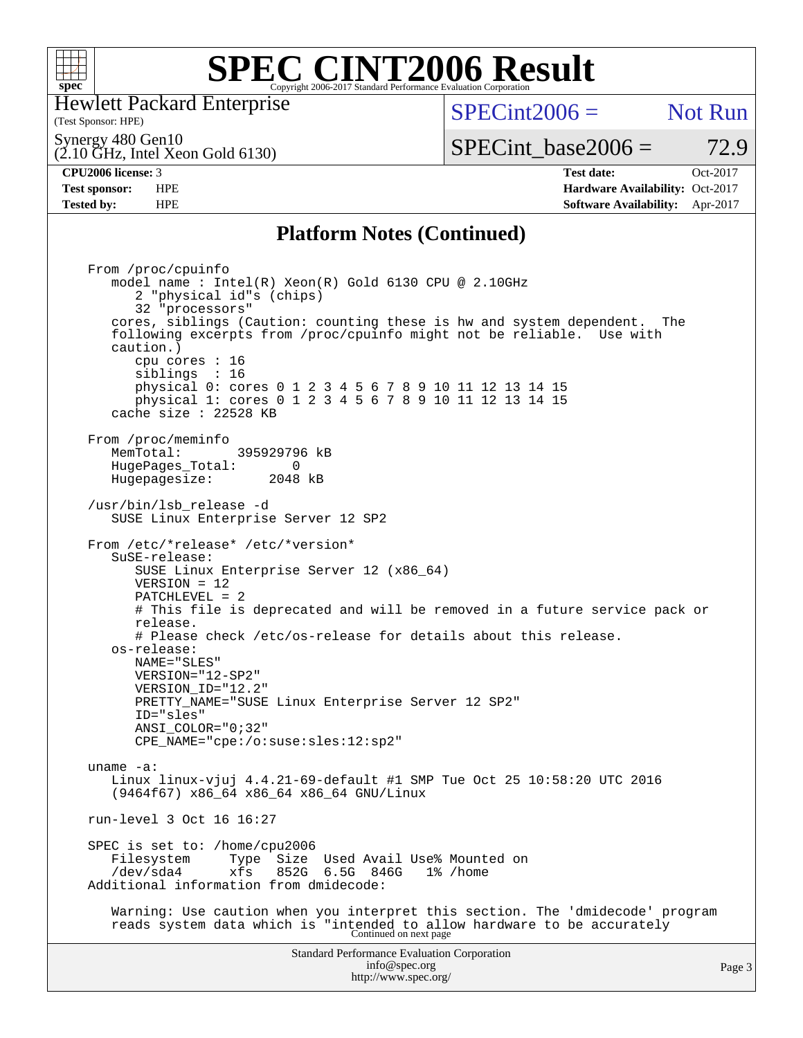# SPEC CINT2006 Result

Copyright 2006-2017 Standard Performance Evaluation Corporation

Hewlett Packard Enterprise
(Test Sponsor: HPE)

Synergy 480 Gen10
(2.10 GHz, Intel Xeon Gold 6130)

SPECint2006 = Not Run

SPECint_base2006 = 72.9

| | | | |
|---|---|---|---|
| **CPU2006 license:** 3 | | **Test date:** | Oct-2017 |
| **Test sponsor:** | HPE | **Hardware Availability:** | Oct-2017 |
| **Tested by:** | HPE | **Software Availability:** | Apr-2017 |

## Platform Notes (Continued)

```
From /proc/cpuinfo
   model name : Intel(R) Xeon(R) Gold 6130 CPU @ 2.10GHz
      2 "physical id"s (chips)
      32 "processors"
   cores, siblings (Caution: counting these is hw and system dependent.  The
   following excerpts from /proc/cpuinfo might not be reliable.  Use with
   caution.)
      cpu cores : 16
      siblings  : 16
      physical 0: cores 0 1 2 3 4 5 6 7 8 9 10 11 12 13 14 15
      physical 1: cores 0 1 2 3 4 5 6 7 8 9 10 11 12 13 14 15
   cache size : 22528 KB

From /proc/meminfo
   MemTotal:       395929796 kB
   HugePages_Total:       0
   Hugepagesize:       2048 kB

/usr/bin/lsb_release -d
   SUSE Linux Enterprise Server 12 SP2

From /etc/*release* /etc/*version*
   SuSE-release:
      SUSE Linux Enterprise Server 12 (x86_64)
      VERSION = 12
      PATCHLEVEL = 2
      # This file is deprecated and will be removed in a future service pack or
      release.
      # Please check /etc/os-release for details about this release.
   os-release:
      NAME="SLES"
      VERSION="12-SP2"
      VERSION_ID="12.2"
      PRETTY_NAME="SUSE Linux Enterprise Server 12 SP2"
      ID="sles"
      ANSI_COLOR="0;32"
      CPE_NAME="cpe:/o:suse:sles:12:sp2"

uname -a:
   Linux linux-vjuj 4.4.21-69-default #1 SMP Tue Oct 25 10:58:20 UTC 2016
   (9464f67) x86_64 x86_64 x86_64 GNU/Linux

run-level 3 Oct 16 16:27

SPEC is set to: /home/cpu2006
   Filesystem     Type  Size  Used Avail Use% Mounted on
   /dev/sda4      xfs   852G  6.5G  846G   1% /home
Additional information from dmidecode:

   Warning: Use caution when you interpret this section. The 'dmidecode' program
   reads system data which is "intended to allow hardware to be accurately
```

Continued on next page

Standard Performance Evaluation Corporation
info@spec.org
http://www.spec.org/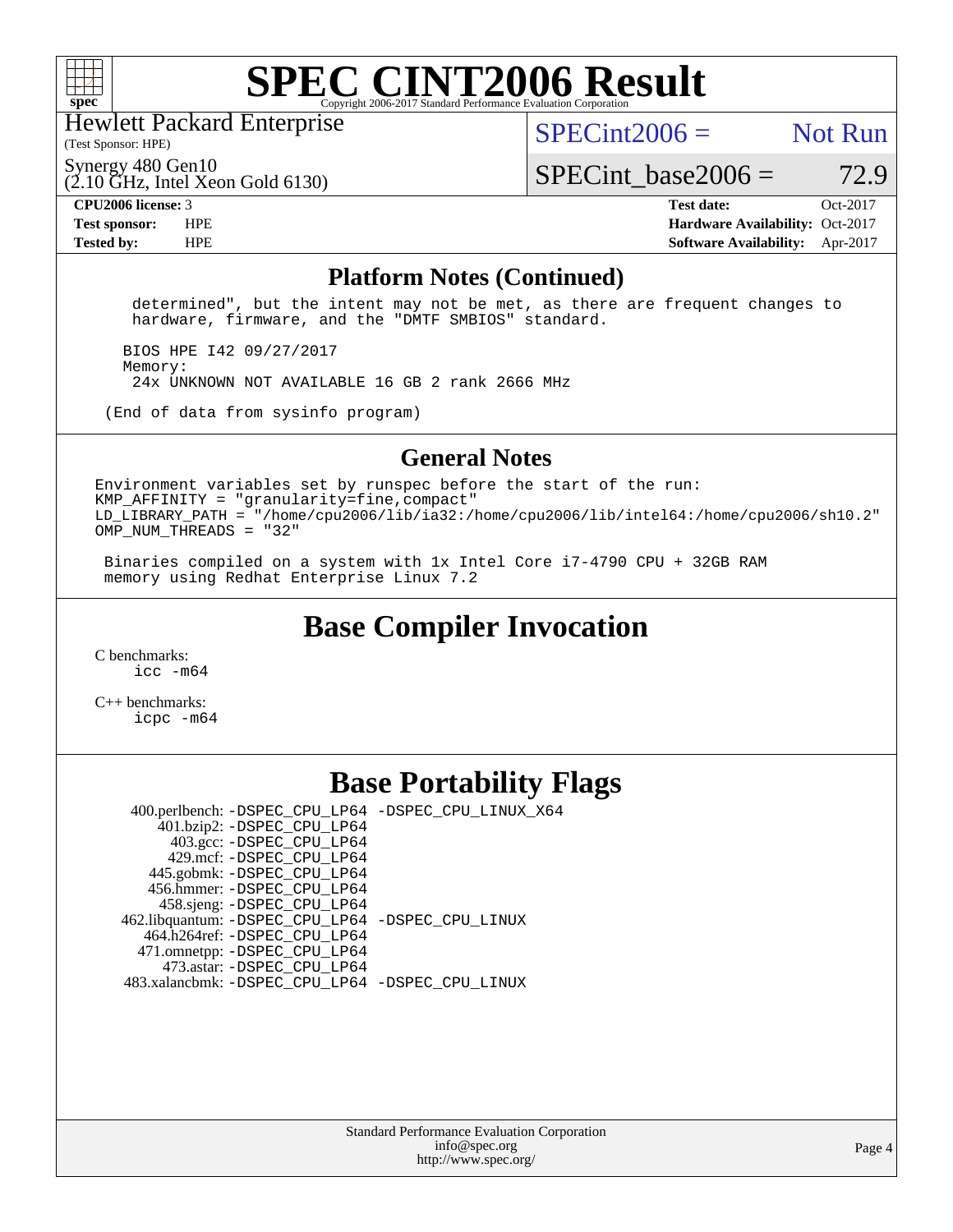# SPEC CINT2006 Result

Copyright 2006-2017 Standard Performance Evaluation Corporation

Hewlett Packard Enterprise
(Test Sponsor: HPE)

Synergy 480 Gen10
(2.10 GHz, Intel Xeon Gold 6130)

SPECint2006 = Not Run

SPECint_base2006 = 72.9

**CPU2006 license:** 3
**Test sponsor:** HPE
**Tested by:** HPE

**Test date:** Oct-2017
**Hardware Availability:** Oct-2017
**Software Availability:** Apr-2017

## Platform Notes (Continued)

```
    determined", but the intent may not be met, as there are frequent changes to
    hardware, firmware, and the "DMTF SMBIOS" standard.

   BIOS HPE I42 09/27/2017
   Memory:
    24x UNKNOWN NOT AVAILABLE 16 GB 2 rank 2666 MHz

 (End of data from sysinfo program)
```

## General Notes

```
Environment variables set by runspec before the start of the run:
KMP_AFFINITY = "granularity=fine,compact"
LD_LIBRARY_PATH = "/home/cpu2006/lib/ia32:/home/cpu2006/lib/intel64:/home/cpu2006/sh10.2"
OMP_NUM_THREADS = "32"

 Binaries compiled on a system with 1x Intel Core i7-4790 CPU + 32GB RAM
 memory using Redhat Enterprise Linux 7.2
```

## Base Compiler Invocation

C benchmarks:
    icc -m64

C++ benchmarks:
    icpc -m64

## Base Portability Flags

| | |
|---|---|
| 400.perlbench: | -DSPEC_CPU_LP64 -DSPEC_CPU_LINUX_X64 |
| 401.bzip2: | -DSPEC_CPU_LP64 |
| 403.gcc: | -DSPEC_CPU_LP64 |
| 429.mcf: | -DSPEC_CPU_LP64 |
| 445.gobmk: | -DSPEC_CPU_LP64 |
| 456.hmmer: | -DSPEC_CPU_LP64 |
| 458.sjeng: | -DSPEC_CPU_LP64 |
| 462.libquantum: | -DSPEC_CPU_LP64 -DSPEC_CPU_LINUX |
| 464.h264ref: | -DSPEC_CPU_LP64 |
| 471.omnetpp: | -DSPEC_CPU_LP64 |
| 473.astar: | -DSPEC_CPU_LP64 |
| 483.xalancbmk: | -DSPEC_CPU_LP64 -DSPEC_CPU_LINUX |

Standard Performance Evaluation Corporation
info@spec.org
http://www.spec.org/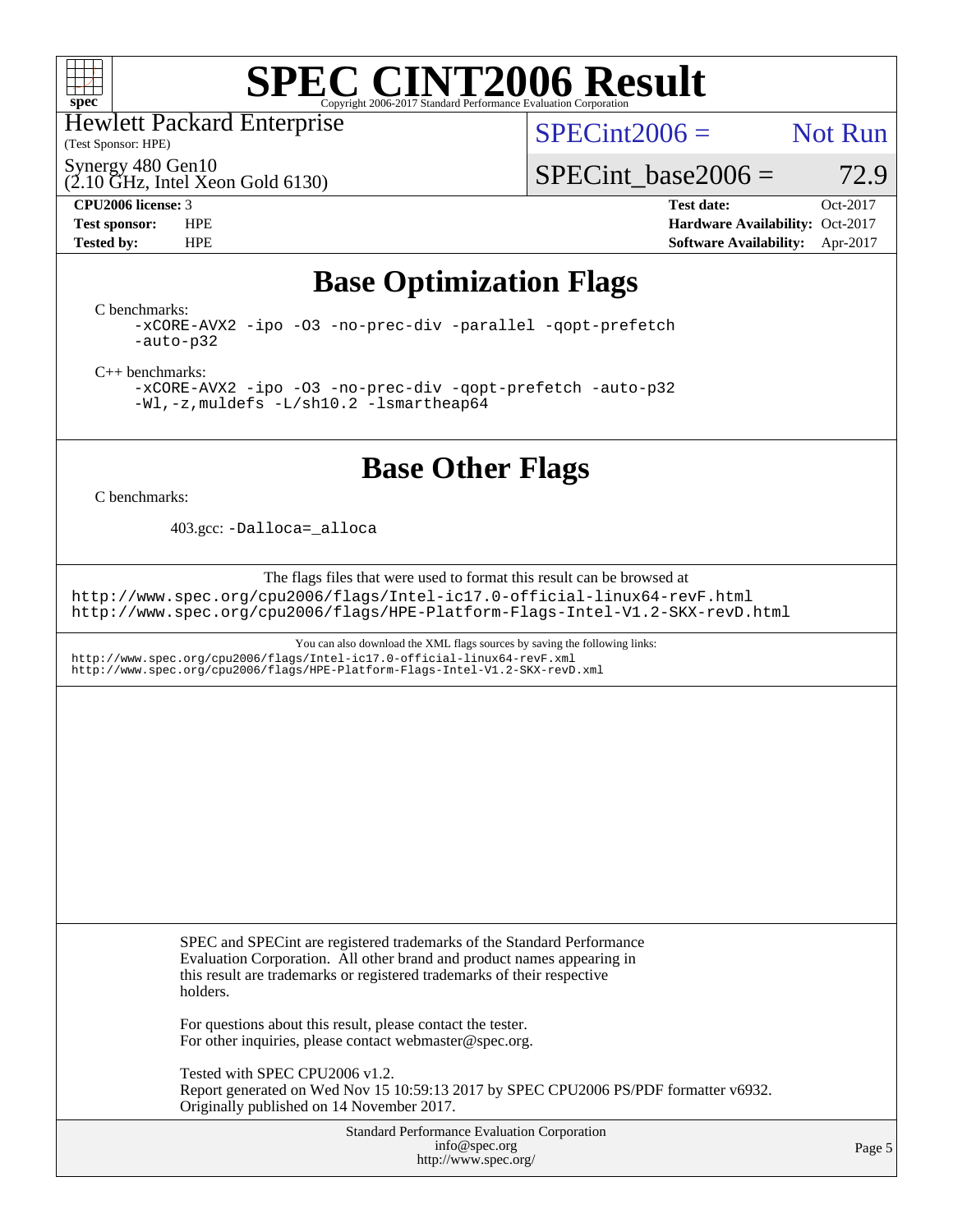# SPEC CINT2006 Result

Copyright 2006-2017 Standard Performance Evaluation Corporation

Hewlett Packard Enterprise
(Test Sponsor: HPE)

Synergy 480 Gen10
(2.10 GHz, Intel Xeon Gold 6130)

SPECint2006 = Not Run

SPECint_base2006 = 72.9

| | | | |
|---|---|---|---|
| **CPU2006 license:** | 3 | **Test date:** | Oct-2017 |
| **Test sponsor:** | HPE | **Hardware Availability:** | Oct-2017 |
| **Tested by:** | HPE | **Software Availability:** | Apr-2017 |

## Base Optimization Flags

C benchmarks:

-xCORE-AVX2 -ipo -O3 -no-prec-div -parallel -qopt-prefetch -auto-p32

C++ benchmarks:

-xCORE-AVX2 -ipo -O3 -no-prec-div -qopt-prefetch -auto-p32 -Wl,-z,muldefs -L/sh10.2 -lsmartheap64

## Base Other Flags

C benchmarks:

403.gcc: -Dalloca=_alloca

The flags files that were used to format this result can be browsed at
http://www.spec.org/cpu2006/flags/Intel-ic17.0-official-linux64-revF.html
http://www.spec.org/cpu2006/flags/HPE-Platform-Flags-Intel-V1.2-SKX-revD.html

You can also download the XML flags sources by saving the following links:
http://www.spec.org/cpu2006/flags/Intel-ic17.0-official-linux64-revF.xml
http://www.spec.org/cpu2006/flags/HPE-Platform-Flags-Intel-V1.2-SKX-revD.xml

SPEC and SPECint are registered trademarks of the Standard Performance Evaluation Corporation. All other brand and product names appearing in this result are trademarks or registered trademarks of their respective holders.

For questions about this result, please contact the tester.
For other inquiries, please contact webmaster@spec.org.

Tested with SPEC CPU2006 v1.2.
Report generated on Wed Nov 15 10:59:13 2017 by SPEC CPU2006 PS/PDF formatter v6932.
Originally published on 14 November 2017.

Standard Performance Evaluation Corporation
info@spec.org
http://www.spec.org/